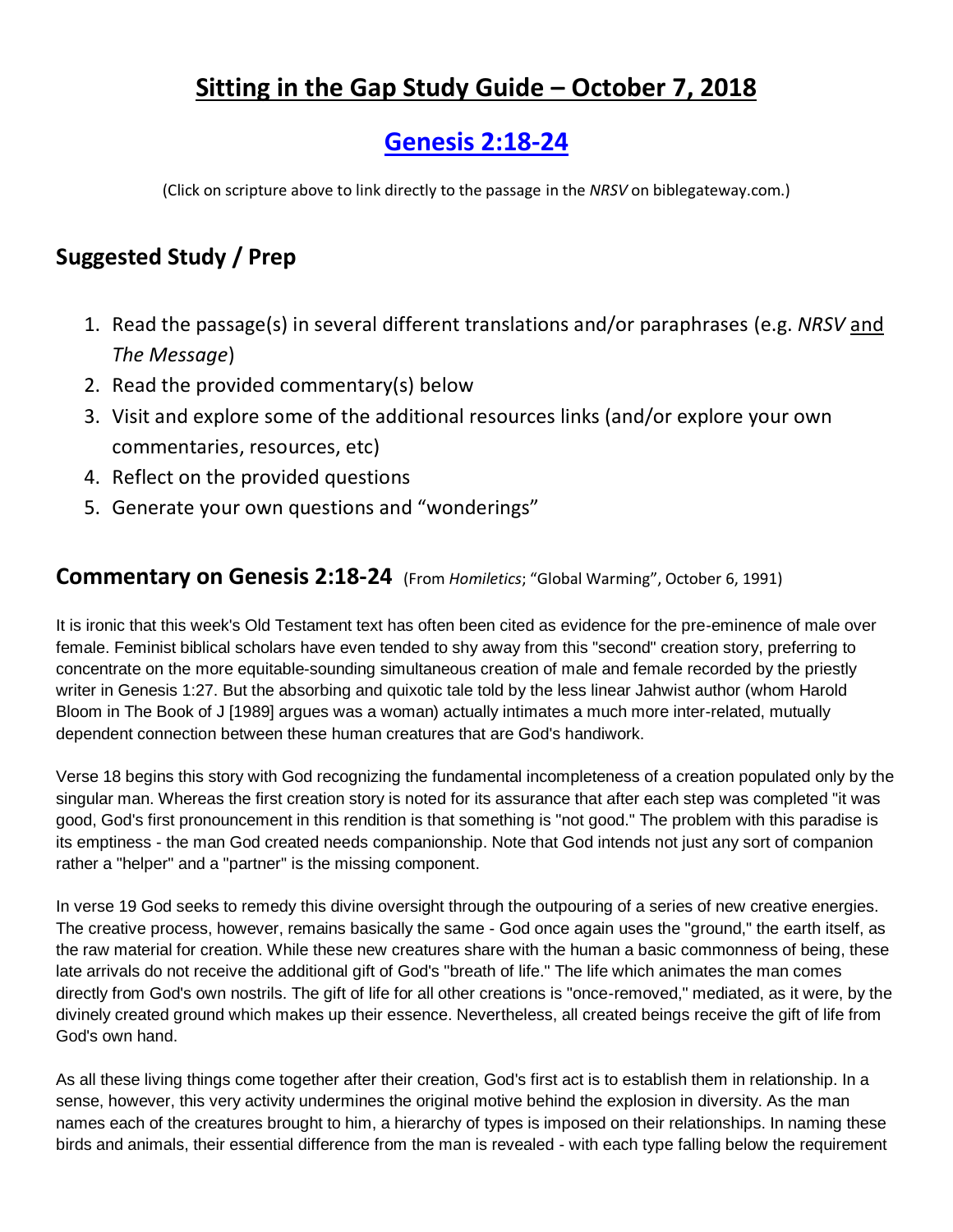# Sitting in the Gap Study Guide – October 7, 2018

## Genesis 2:18-24

(Click on scripture above to link directly to the passage in the *NRSV* on biblegateway.com.)

## Suggested Study / Prep

1. Read the passage(s) in several different translations and/or paraphrases (e.g. *NRSV* and *The Message*)
2. Read the provided commentary(s) below
3. Visit and explore some of the additional resources links (and/or explore your own commentaries, resources, etc)
4. Reflect on the provided questions
5. Generate your own questions and "wonderings"

## Commentary on Genesis 2:18-24 (From *Homiletics*; "Global Warming", October 6, 1991)

It is ironic that this week's Old Testament text has often been cited as evidence for the pre-eminence of male over female. Feminist biblical scholars have even tended to shy away from this "second" creation story, preferring to concentrate on the more equitable-sounding simultaneous creation of male and female recorded by the priestly writer in Genesis 1:27. But the absorbing and quixotic tale told by the less linear Jahwist author (whom Harold Bloom in The Book of J [1989] argues was a woman) actually intimates a much more inter-related, mutually dependent connection between these human creatures that are God's handiwork.

Verse 18 begins this story with God recognizing the fundamental incompleteness of a creation populated only by the singular man. Whereas the first creation story is noted for its assurance that after each step was completed "it was good, God's first pronouncement in this rendition is that something is "not good." The problem with this paradise is its emptiness - the man God created needs companionship. Note that God intends not just any sort of companion rather a "helper" and a "partner" is the missing component.

In verse 19 God seeks to remedy this divine oversight through the outpouring of a series of new creative energies. The creative process, however, remains basically the same - God once again uses the "ground," the earth itself, as the raw material for creation. While these new creatures share with the human a basic commonness of being, these late arrivals do not receive the additional gift of God's "breath of life." The life which animates the man comes directly from God's own nostrils. The gift of life for all other creations is "once-removed," mediated, as it were, by the divinely created ground which makes up their essence. Nevertheless, all created beings receive the gift of life from God's own hand.

As all these living things come together after their creation, God's first act is to establish them in relationship. In a sense, however, this very activity undermines the original motive behind the explosion in diversity. As the man names each of the creatures brought to him, a hierarchy of types is imposed on their relationships. In naming these birds and animals, their essential difference from the man is revealed - with each type falling below the requirement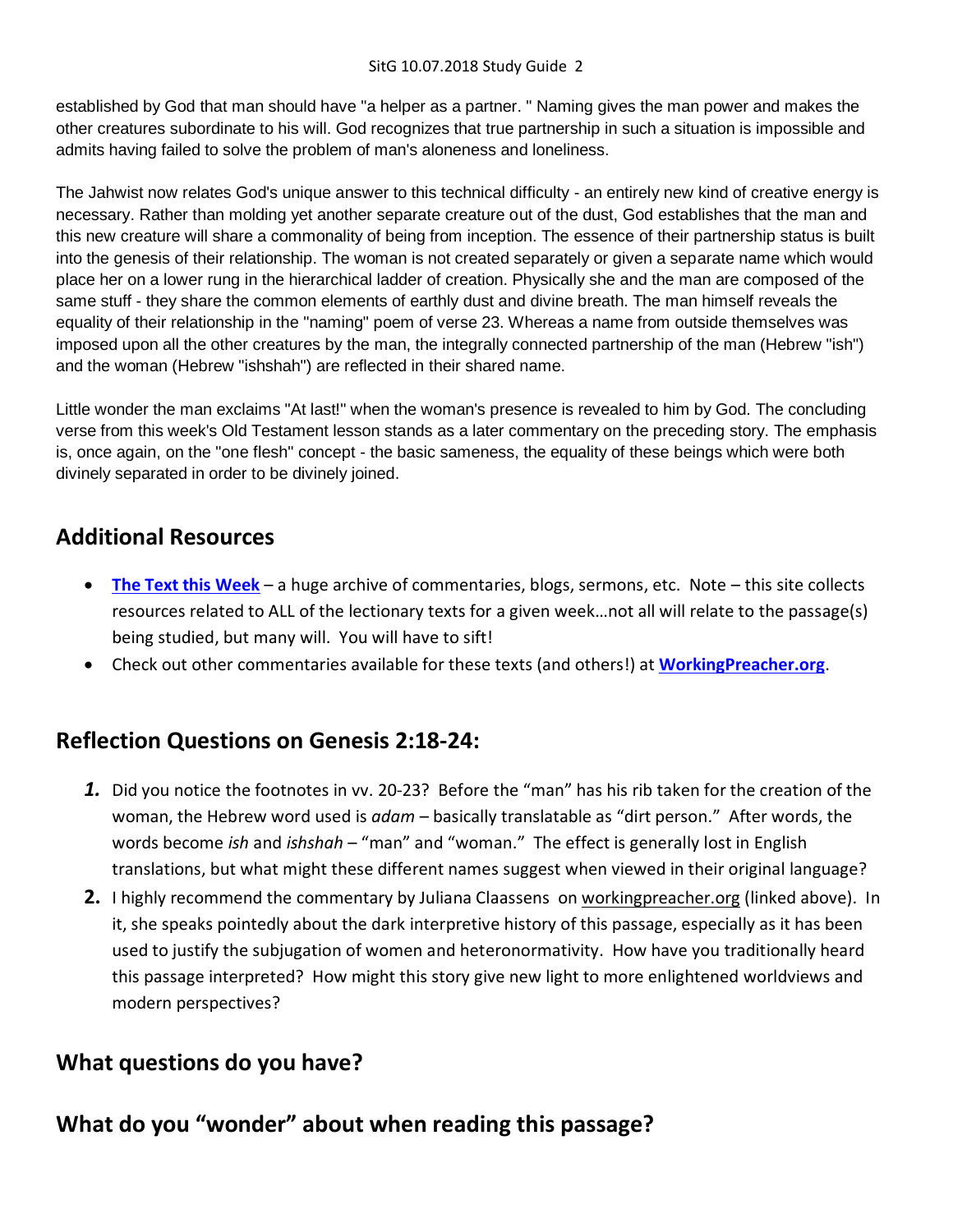established by God that man should have "a helper as a partner. " Naming gives the man power and makes the other creatures subordinate to his will. God recognizes that true partnership in such a situation is impossible and admits having failed to solve the problem of man's aloneness and loneliness.

The Jahwist now relates God's unique answer to this technical difficulty - an entirely new kind of creative energy is necessary. Rather than molding yet another separate creature out of the dust, God establishes that the man and this new creature will share a commonality of being from inception. The essence of their partnership status is built into the genesis of their relationship. The woman is not created separately or given a separate name which would place her on a lower rung in the hierarchical ladder of creation. Physically she and the man are composed of the same stuff - they share the common elements of earthly dust and divine breath. The man himself reveals the equality of their relationship in the "naming" poem of verse 23. Whereas a name from outside themselves was imposed upon all the other creatures by the man, the integrally connected partnership of the man (Hebrew "ish") and the woman (Hebrew "ishshah") are reflected in their shared name.

Little wonder the man exclaims "At last!" when the woman's presence is revealed to him by God. The concluding verse from this week's Old Testament lesson stands as a later commentary on the preceding story. The emphasis is, once again, on the "one flesh" concept - the basic sameness, the equality of these beings which were both divinely separated in order to be divinely joined.

## Additional Resources

- **The Text this Week** – a huge archive of commentaries, blogs, sermons, etc. Note – this site collects resources related to ALL of the lectionary texts for a given week…not all will relate to the passage(s) being studied, but many will. You will have to sift!
- Check out other commentaries available for these texts (and others!) at **WorkingPreacher.org**.

## Reflection Questions on Genesis 2:18-24:

1. Did you notice the footnotes in vv. 20-23? Before the "man" has his rib taken for the creation of the woman, the Hebrew word used is *adam* – basically translatable as "dirt person." After words, the words become *ish* and *ishshah* – "man" and "woman." The effect is generally lost in English translations, but what might these different names suggest when viewed in their original language?
2. I highly recommend the commentary by Juliana Claassens on workingpreacher.org (linked above). In it, she speaks pointedly about the dark interpretive history of this passage, especially as it has been used to justify the subjugation of women and heteronormativity. How have you traditionally heard this passage interpreted? How might this story give new light to more enlightened worldviews and modern perspectives?

## What questions do you have?

## What do you "wonder" about when reading this passage?